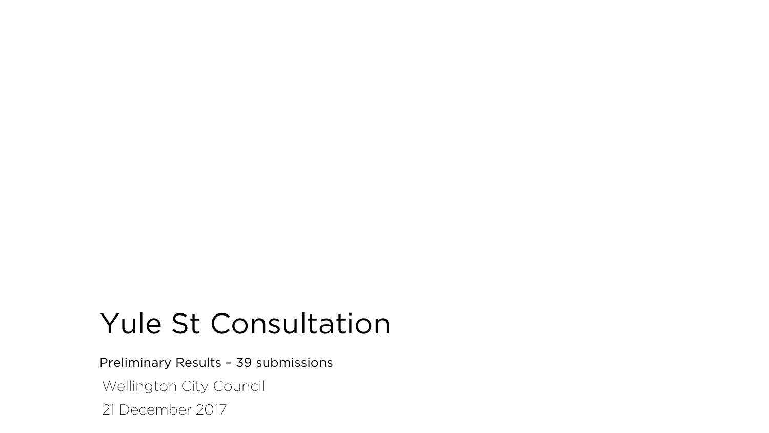# Yule St Consultation

Preliminary Results – 39 submissions

Wellington City Council

21 December 2017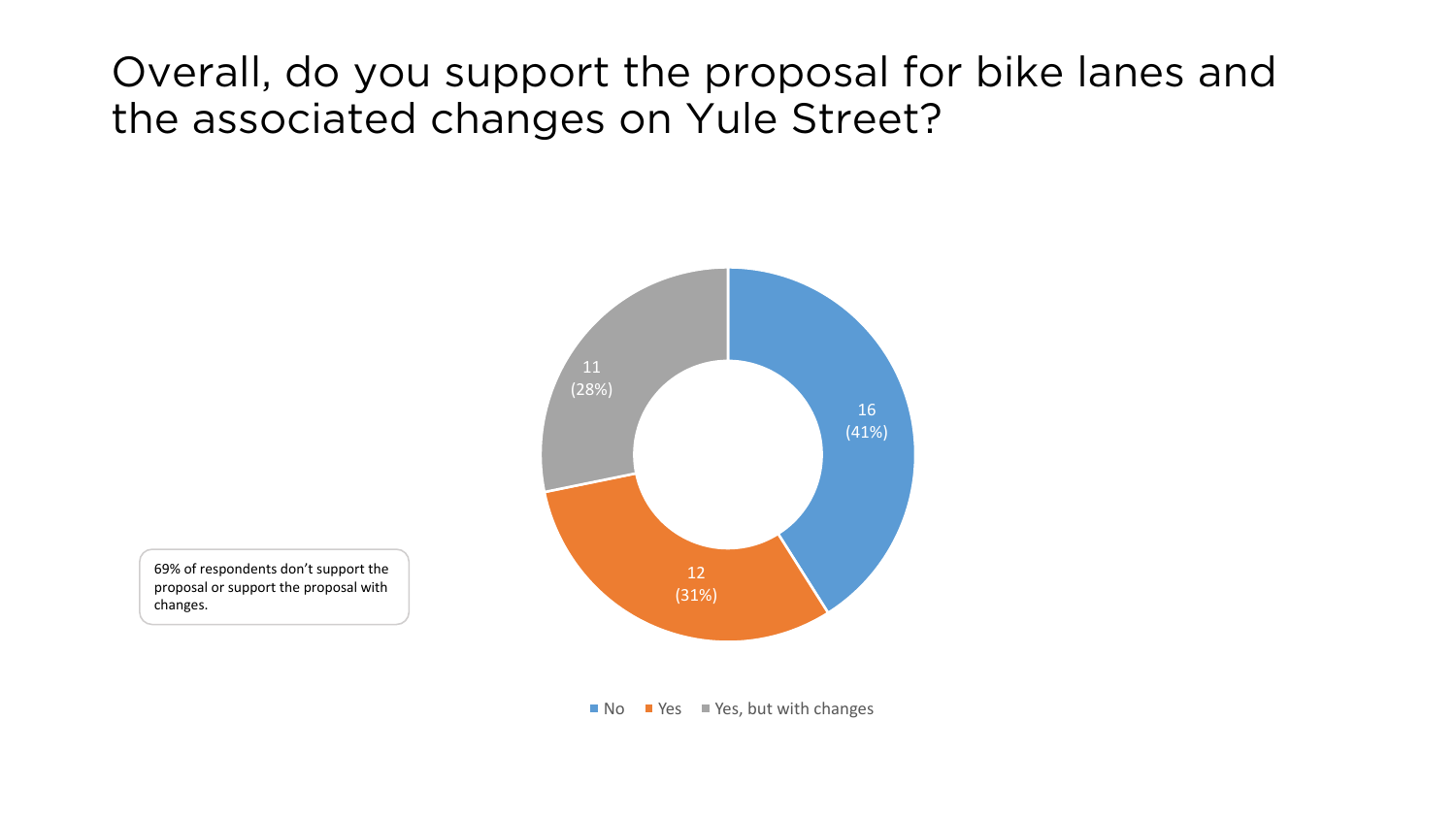# Overall, do you support the proposal for bike lanes and the associated changes on Yule Street?

| Response | Count | Percentage |
| --- | --- | --- |
| No | 16 | 41% |
| Yes | 12 | 31% |
| Yes, but with changes | 11 | 28% |

69% of respondents don't support the proposal or support the proposal with changes.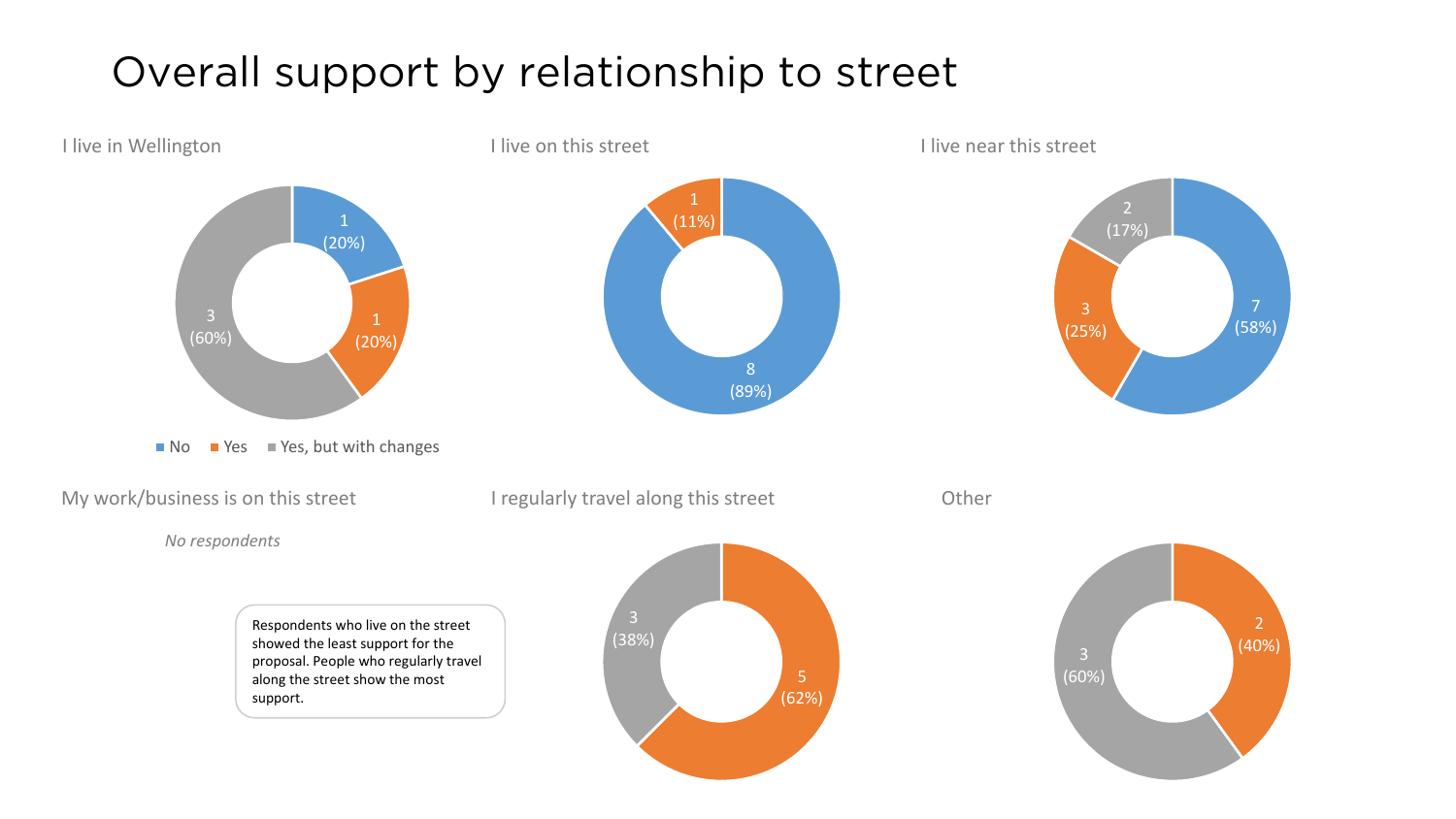# Overall support by relationship to street

### I live in Wellington

| Response | Count | Percentage |
|---|---|---|
| No | 1 | 20% |
| Yes | 1 | 20% |
| Yes, but with changes | 3 | 60% |

### I live on this street

| Response | Count | Percentage |
|---|---|---|
| No | 8 | 89% |
| Yes | 1 | 11% |

### I live near this street

| Response | Count | Percentage |
|---|---|---|
| No | 7 | 58% |
| Yes | 3 | 25% |
| Yes, but with changes | 2 | 17% |

### My work/business is on this street

*No respondents*

### I regularly travel along this street

| Response | Count | Percentage |
|---|---|---|
| Yes | 5 | 62% |
| Yes, but with changes | 3 | 38% |

### Other

| Response | Count | Percentage |
|---|---|---|
| Yes | 2 | 40% |
| Yes, but with changes | 3 | 60% |

Respondents who live on the street showed the least support for the proposal. People who regularly travel along the street show the most support.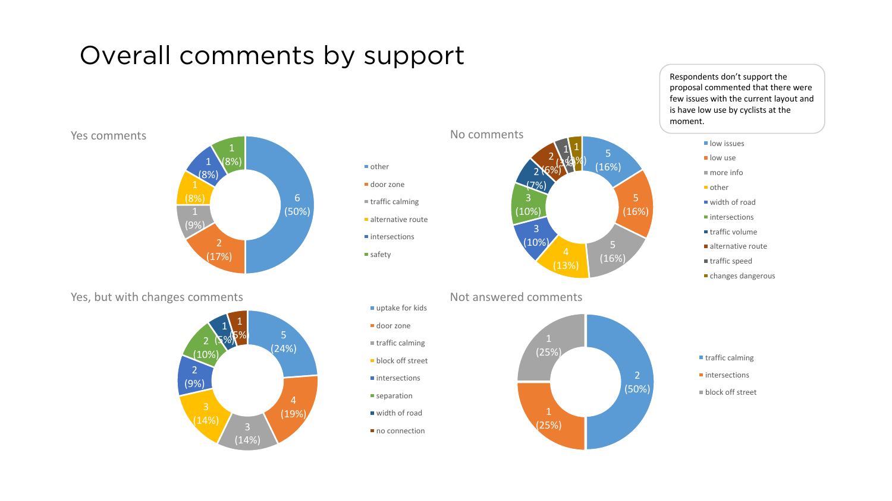# Overall comments by support

Respondents don't support the proposal commented that there were few issues with the current layout and is have low use by cyclists at the moment.

## Yes comments

| Category | Count | Percentage |
| --- | --- | --- |
| other | 6 | 50% |
| door zone | 2 | 17% |
| traffic calming | 1 | 9% |
| alternative route | 1 | 8% |
| intersections | 1 | 8% |
| safety | 1 | 8% |

## No comments

| Category | Count | Percentage |
| --- | --- | --- |
| low issues | 5 | 16% |
| low use | 5 | 16% |
| more info | 5 | 16% |
| other | 4 | 13% |
| width of road | 3 | 10% |
| intersections | 3 | 10% |
| traffic volume | 2 | 7% |
| alternative route | 2 | 6% |
| traffic speed | 1 | 3% |
| changes dangerous | 1 | 3% |

## Yes, but with changes comments

| Category | Count | Percentage |
| --- | --- | --- |
| uptake for kids | 5 | 24% |
| door zone | 4 | 19% |
| traffic calming | 3 | 14% |
| block off street | 3 | 14% |
| intersections | 2 | 9% |
| separation | 2 | 10% |
| width of road | 1 | 5% |
| no connection | 1 | 5% |

## Not answered comments

| Category | Count | Percentage |
| --- | --- | --- |
| traffic calming | 2 | 50% |
| intersections | 1 | 25% |
| block off street | 1 | 25% |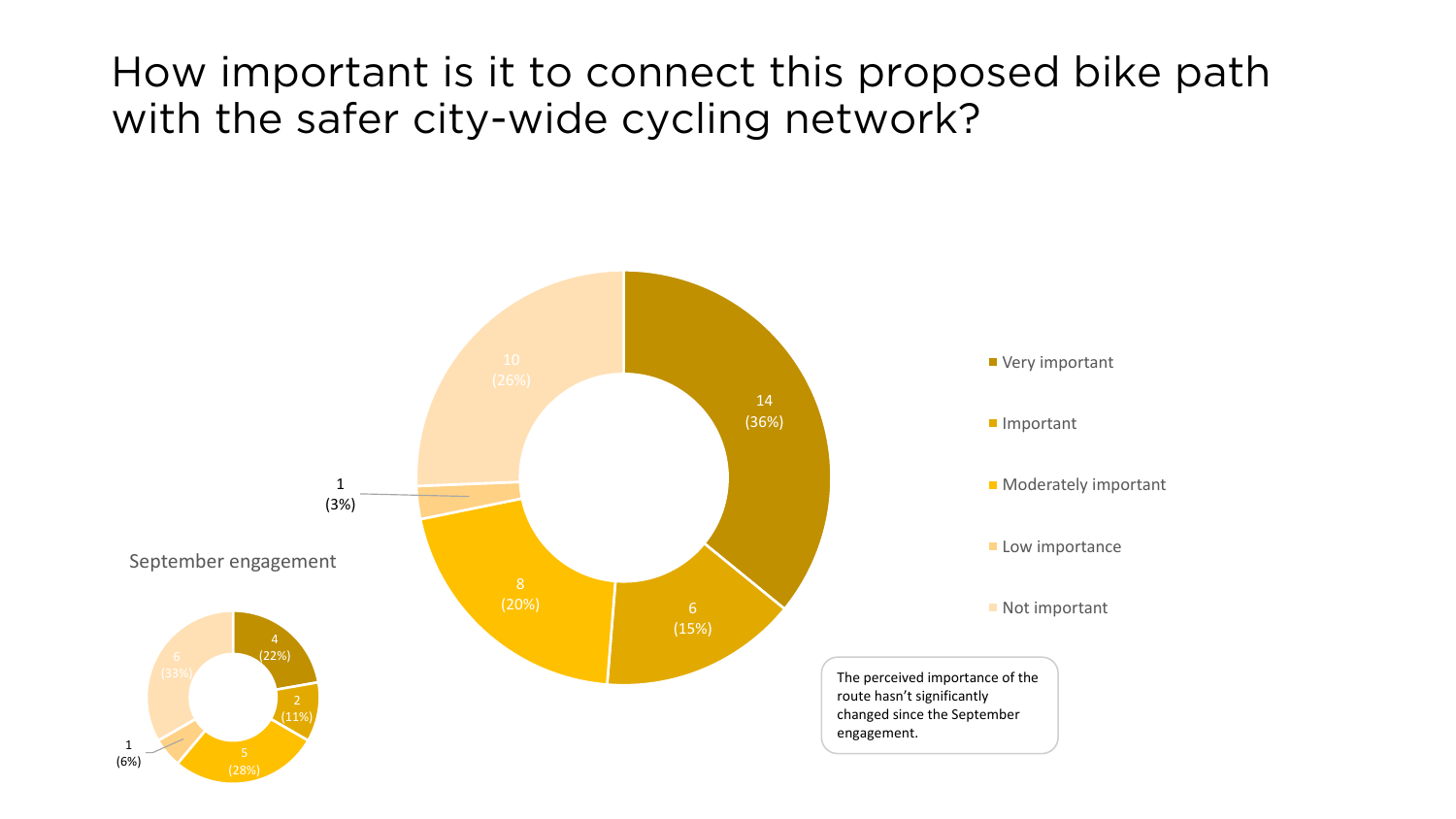# How important is it to connect this proposed bike path with the safer city-wide cycling network?

| Response | Count | Percentage |
| --- | --- | --- |
| Very important | 14 | 36% |
| Important | 6 | 15% |
| Moderately important | 8 | 20% |
| Low importance | 1 | 3% |
| Not important | 10 | 26% |

September engagement

| Response | Count | Percentage |
| --- | --- | --- |
| Very important | 4 | 22% |
| Important | 2 | 11% |
| Moderately important | 5 | 28% |
| Low importance | 1 | 6% |
| Not important | 6 | 33% |

The perceived importance of the route hasn't significantly changed since the September engagement.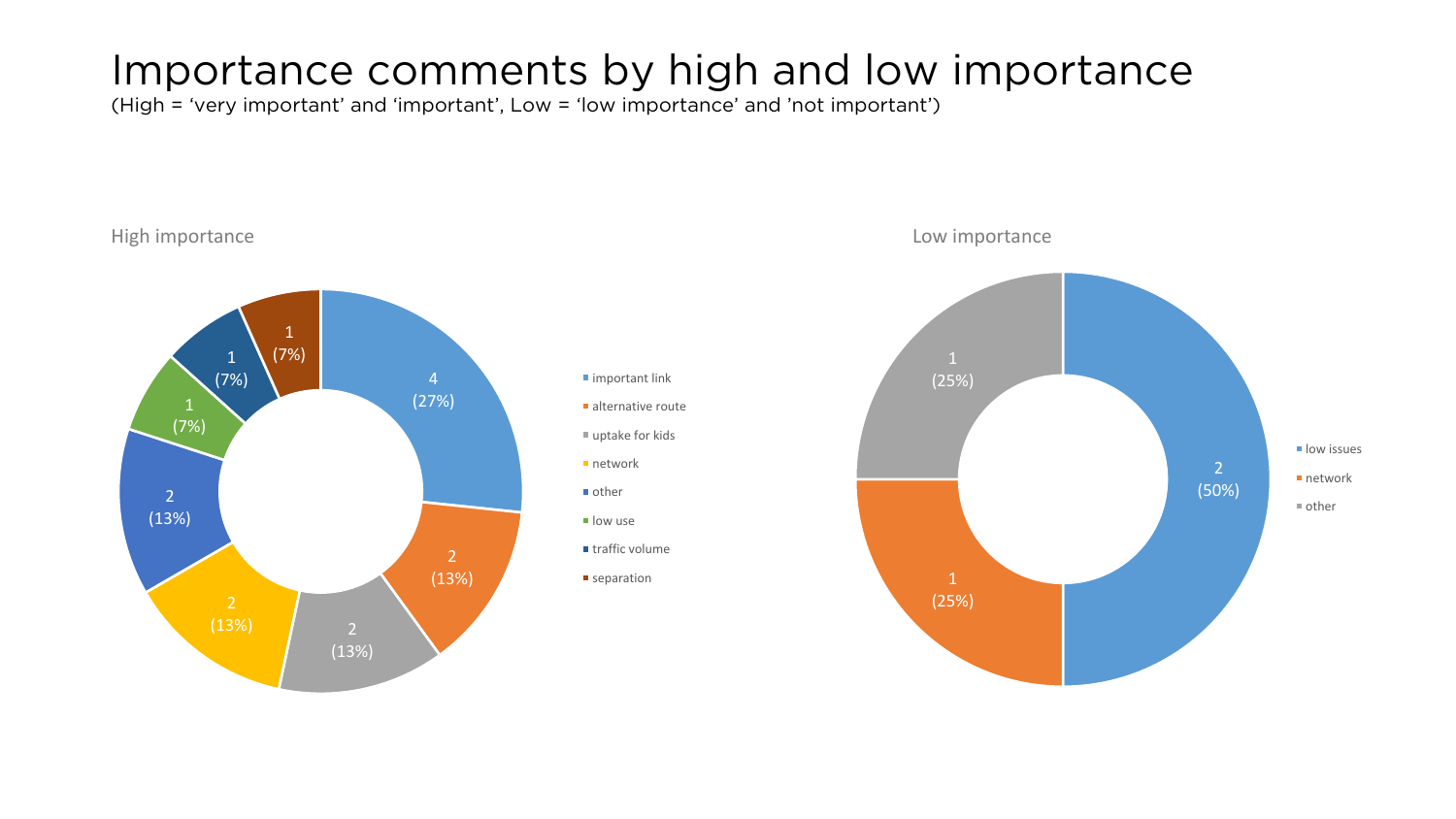# Importance comments by high and low importance

(High = 'very important' and 'important', Low = 'low importance' and 'not important')

### High importance

| Comment | Count | Percentage |
| --- | --- | --- |
| important link | 4 | 27% |
| alternative route | 2 | 13% |
| uptake for kids | 2 | 13% |
| network | 2 | 13% |
| other | 2 | 13% |
| low use | 1 | 7% |
| traffic volume | 1 | 7% |
| separation | 1 | 7% |

### Low importance

| Comment | Count | Percentage |
| --- | --- | --- |
| low issues | 2 | 50% |
| network | 1 | 25% |
| other | 1 | 25% |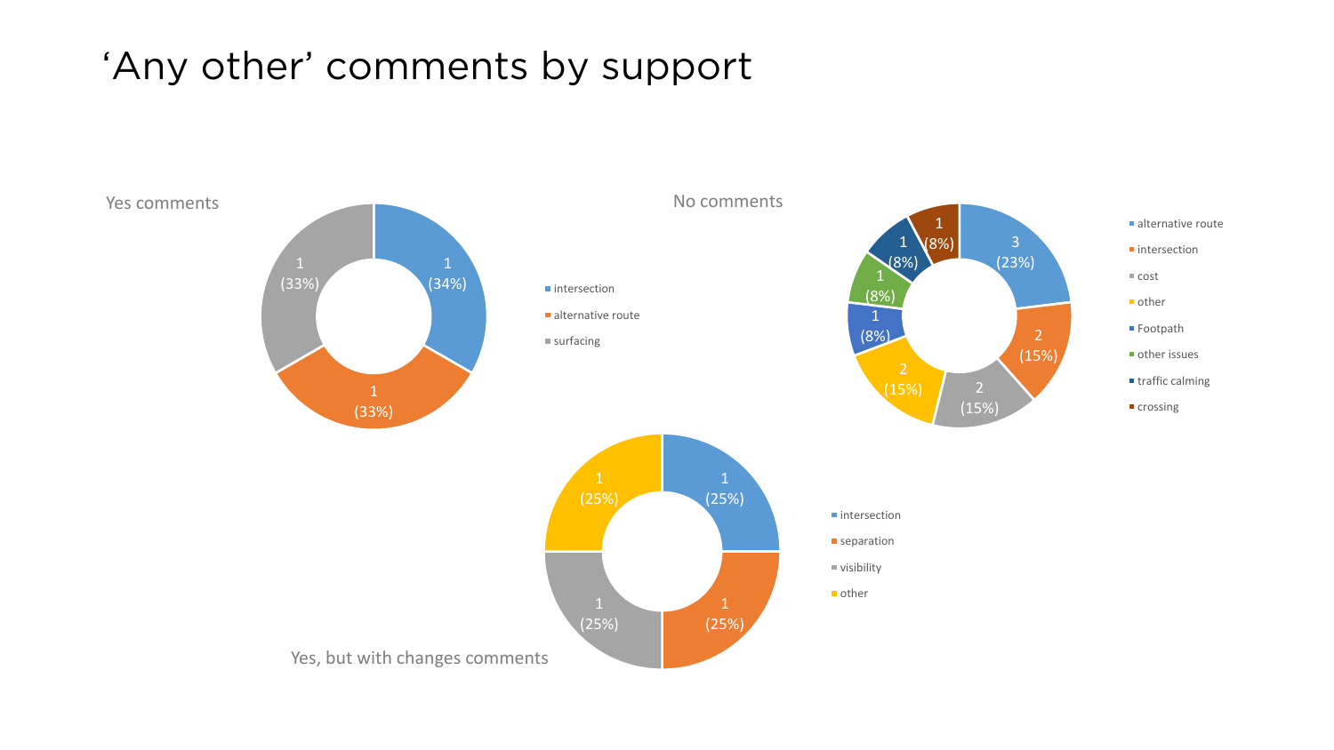# 'Any other' comments by support

Yes comments

| Category | Count | Percentage |
|---|---|---|
| intersection | 1 | 34% |
| alternative route | 1 | 33% |
| surfacing | 1 | 33% |

No comments

| Category | Count | Percentage |
|---|---|---|
| alternative route | 3 | 23% |
| intersection | 2 | 15% |
| cost | 2 | 15% |
| other | 2 | 15% |
| Footpath | 1 | 8% |
| other issues | 1 | 8% |
| traffic calming | 1 | 8% |
| crossing | 1 | 8% |

Yes, but with changes comments

| Category | Count | Percentage |
|---|---|---|
| intersection | 1 | 25% |
| separation | 1 | 25% |
| visibility | 1 | 25% |
| other | 1 | 25% |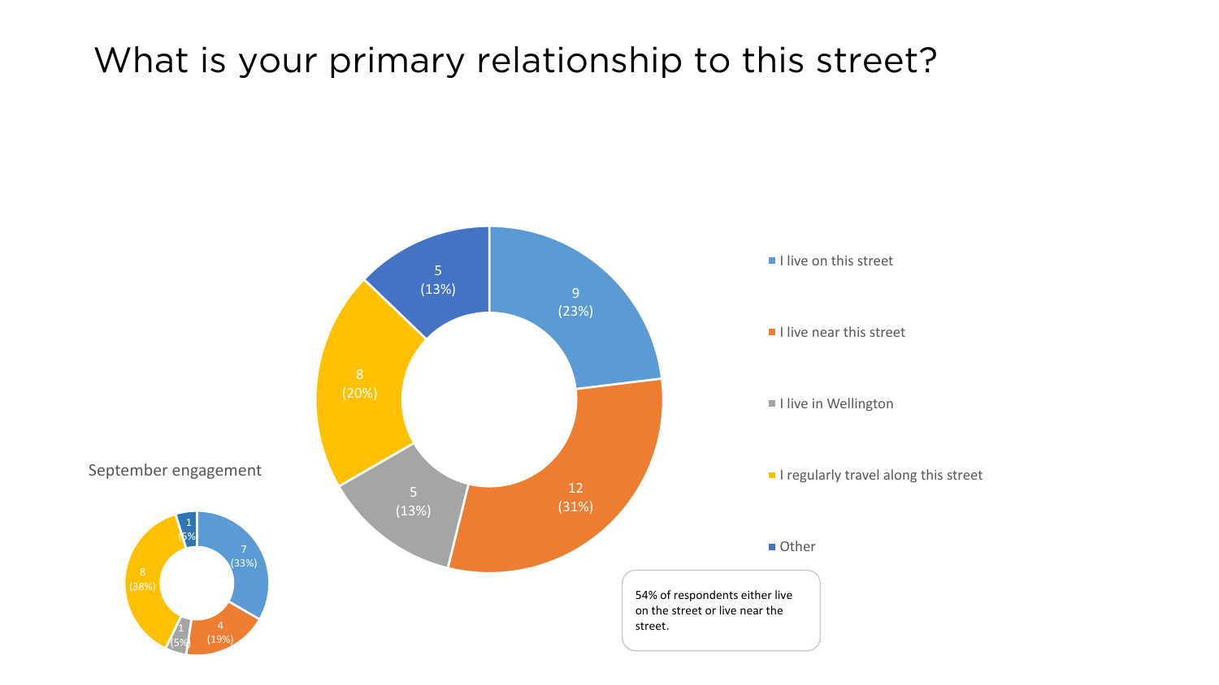# What is your primary relationship to this street?

| Response | Count | Percentage |
| --- | --- | --- |
| I live on this street | 9 | (23%) |
| I live near this street | 12 | (31%) |
| I live in Wellington | 5 | (13%) |
| I regularly travel along this street | 8 | (20%) |
| Other | 5 | (13%) |

September engagement

| Response | Count | Percentage |
| --- | --- | --- |
| I live on this street | 7 | (33%) |
| I live near this street | 4 | (19%) |
| I live in Wellington | 1 | (5%) |
| I regularly travel along this street | 8 | (38%) |
| Other | 1 | (5%) |

54% of respondents either live on the street or live near the street.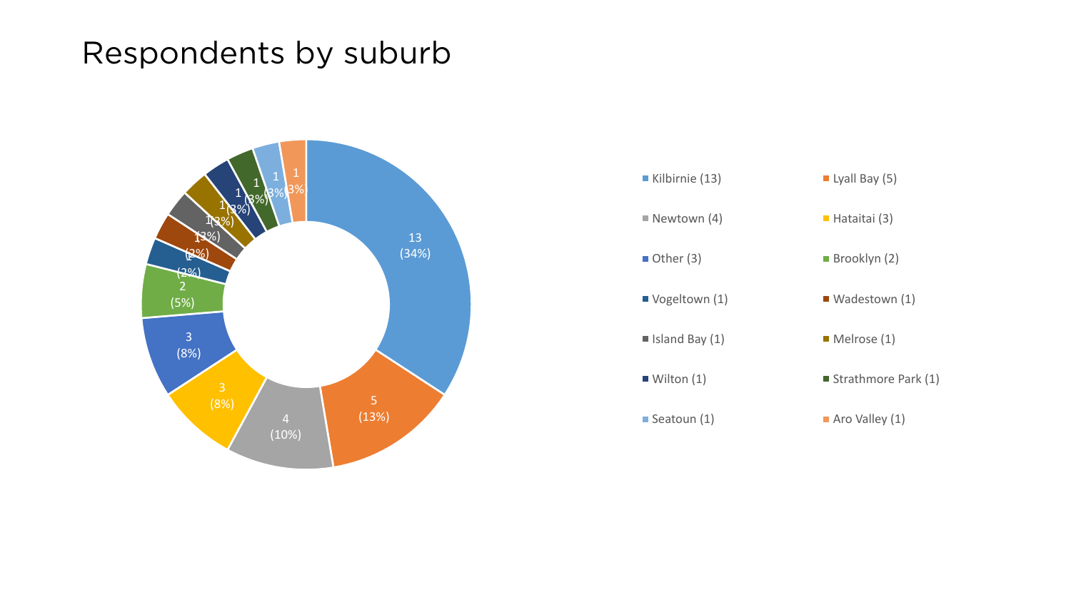# Respondents by suburb

- Kilbirnie (13)
- Lyall Bay (5)
- Newtown (4)
- Hataitai (3)
- Other (3)
- Brooklyn (2)
- Vogeltown (1)
- Wadestown (1)
- Island Bay (1)
- Melrose (1)
- Wilton (1)
- Strathmore Park (1)
- Seatoun (1)
- Aro Valley (1)

| Suburb | Respondents | Percentage |
|---|---|---|
| Kilbirnie | 13 | 34% |
| Lyall Bay | 5 | 13% |
| Newtown | 4 | 10% |
| Hataitai | 3 | 8% |
| Other | 3 | 8% |
| Brooklyn | 2 | 5% |
| Vogeltown | 1 | 2% |
| Wadestown | 1 | 2% |
| Island Bay | 1 | 3% |
| Melrose | 1 | 3% |
| Wilton | 1 | 3% |
| Strathmore Park | 1 | 3% |
| Seatoun | 1 | 3% |
| Aro Valley | 1 | 3% |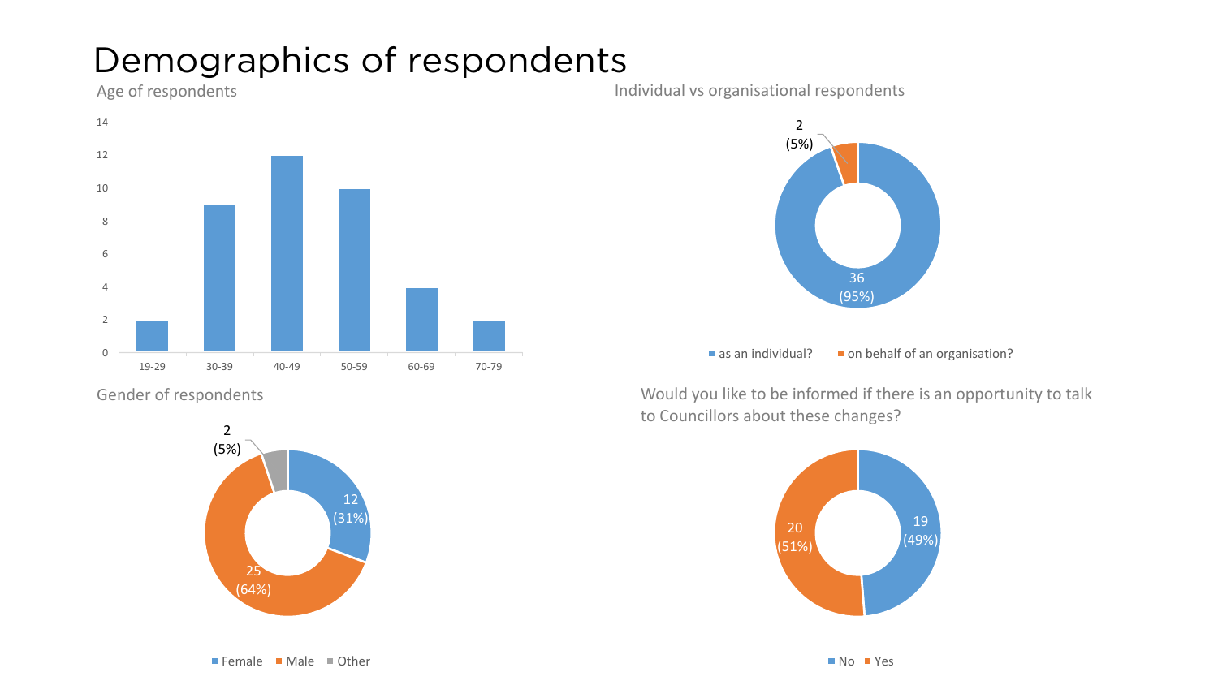# Demographics of respondents

### Age of respondents

| Age | Respondents |
|---|---|
| 19-29 | 2 |
| 30-39 | 9 |
| 40-49 | 12 |
| 50-59 | 10 |
| 60-69 | 4 |
| 70-79 | 2 |

### Individual vs organisational respondents

| Response | Count |
|---|---|
| as an individual? | 36 (95%) |
| on behalf of an organisation? | 2 (5%) |

### Gender of respondents

| Gender | Count |
|---|---|
| Female | 12 (31%) |
| Male | 25 (64%) |
| Other | 2 (5%) |

### Would you like to be informed if there is an opportunity to talk to Councillors about these changes?

| Response | Count |
|---|---|
| No | 19 (49%) |
| Yes | 20 (51%) |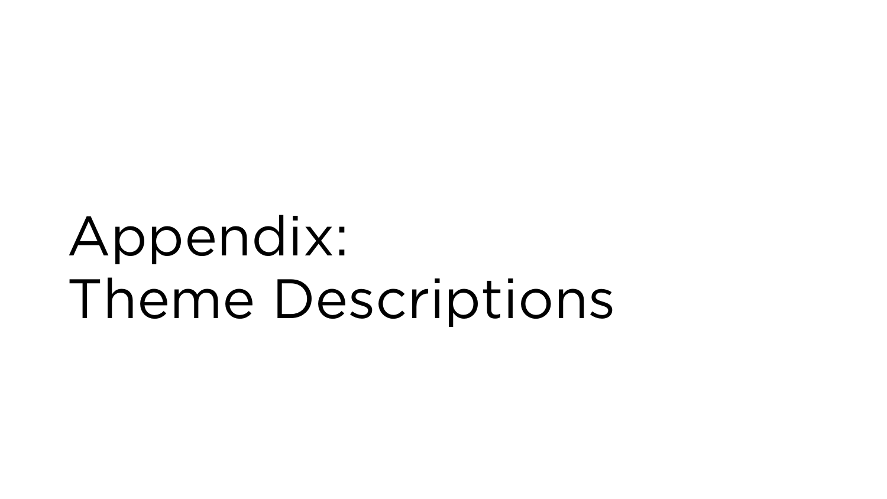# Appendix:
# Theme Descriptions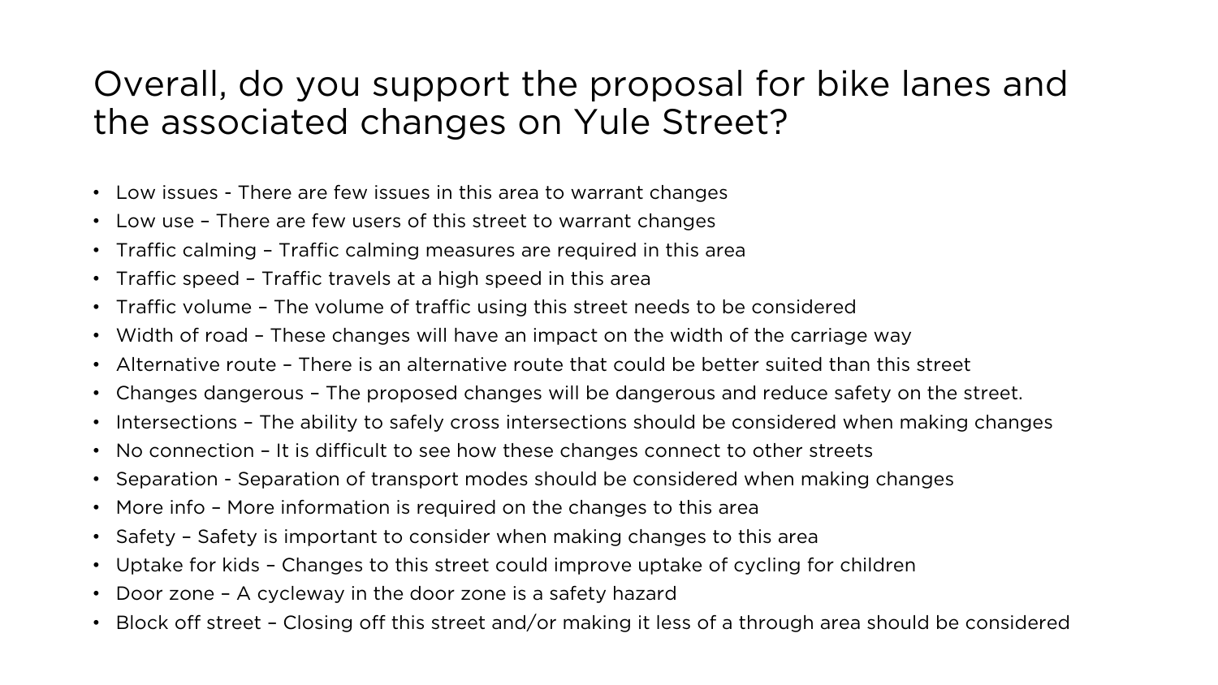# Overall, do you support the proposal for bike lanes and the associated changes on Yule Street?

- Low issues - There are few issues in this area to warrant changes
- Low use – There are few users of this street to warrant changes
- Traffic calming – Traffic calming measures are required in this area
- Traffic speed – Traffic travels at a high speed in this area
- Traffic volume – The volume of traffic using this street needs to be considered
- Width of road – These changes will have an impact on the width of the carriage way
- Alternative route – There is an alternative route that could be better suited than this street
- Changes dangerous – The proposed changes will be dangerous and reduce safety on the street.
- Intersections – The ability to safely cross intersections should be considered when making changes
- No connection – It is difficult to see how these changes connect to other streets
- Separation - Separation of transport modes should be considered when making changes
- More info – More information is required on the changes to this area
- Safety – Safety is important to consider when making changes to this area
- Uptake for kids – Changes to this street could improve uptake of cycling for children
- Door zone – A cycleway in the door zone is a safety hazard
- Block off street – Closing off this street and/or making it less of a through area should be considered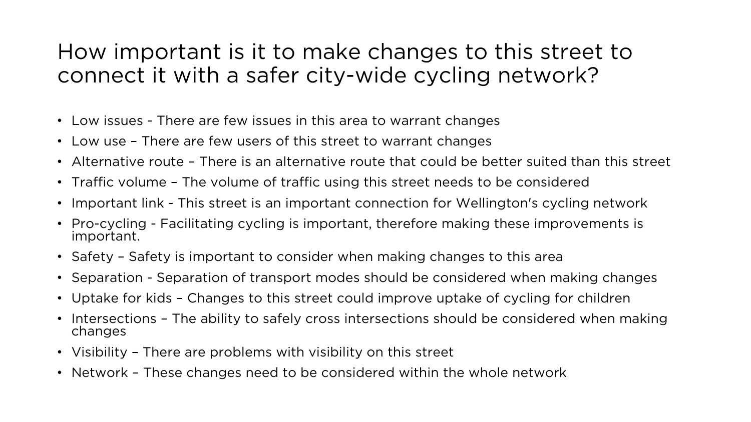# How important is it to make changes to this street to connect it with a safer city-wide cycling network?

- Low issues - There are few issues in this area to warrant changes
- Low use – There are few users of this street to warrant changes
- Alternative route – There is an alternative route that could be better suited than this street
- Traffic volume – The volume of traffic using this street needs to be considered
- Important link - This street is an important connection for Wellington's cycling network
- Pro-cycling - Facilitating cycling is important, therefore making these improvements is important.
- Safety – Safety is important to consider when making changes to this area
- Separation - Separation of transport modes should be considered when making changes
- Uptake for kids – Changes to this street could improve uptake of cycling for children
- Intersections – The ability to safely cross intersections should be considered when making changes
- Visibility – There are problems with visibility on this street
- Network – These changes need to be considered within the whole network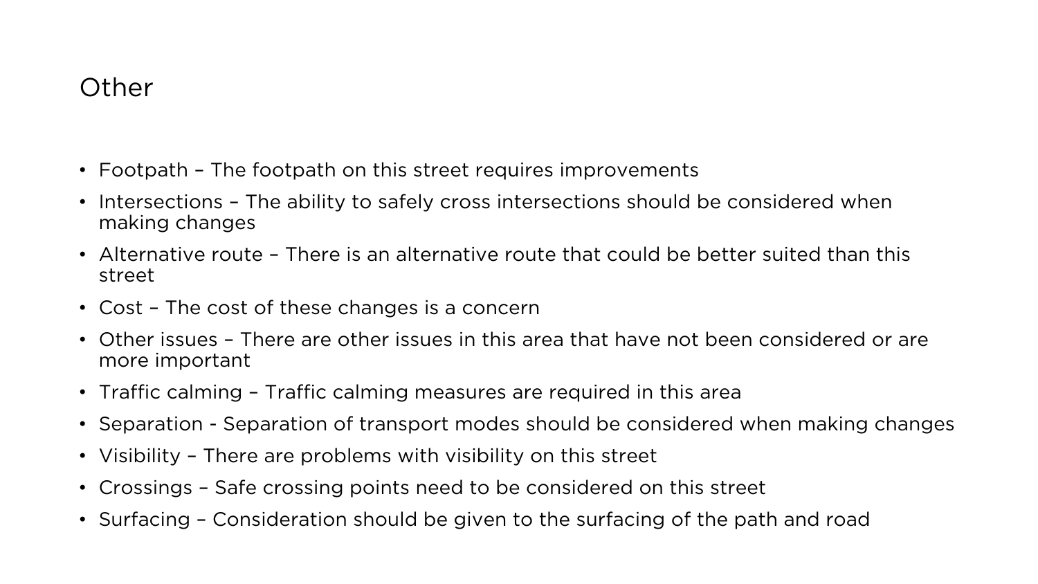# Other

- Footpath – The footpath on this street requires improvements
- Intersections – The ability to safely cross intersections should be considered when making changes
- Alternative route – There is an alternative route that could be better suited than this street
- Cost – The cost of these changes is a concern
- Other issues – There are other issues in this area that have not been considered or are more important
- Traffic calming – Traffic calming measures are required in this area
- Separation - Separation of transport modes should be considered when making changes
- Visibility – There are problems with visibility on this street
- Crossings – Safe crossing points need to be considered on this street
- Surfacing – Consideration should be given to the surfacing of the path and road